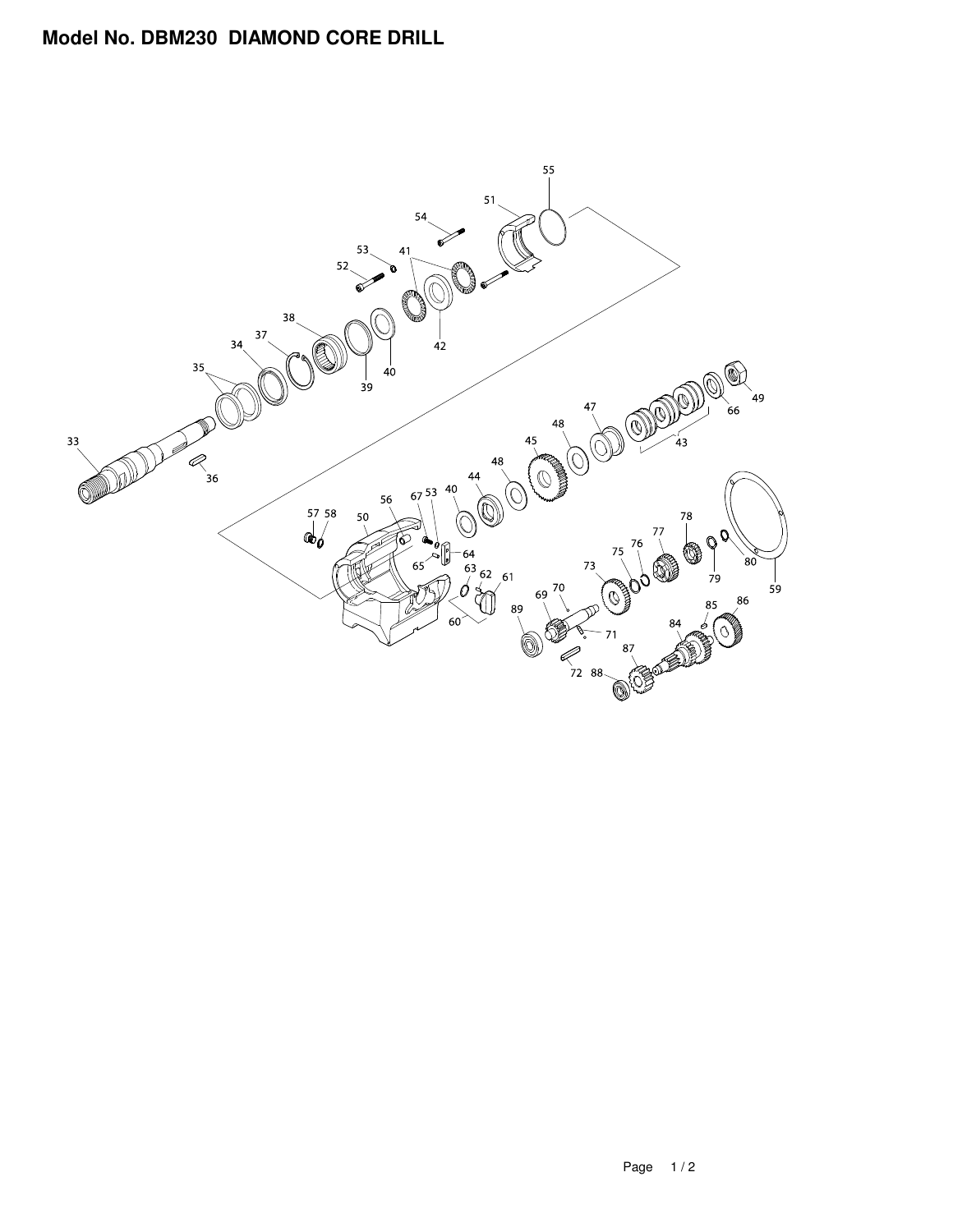# Model No. DBM230 DIAMOND CORE DRILL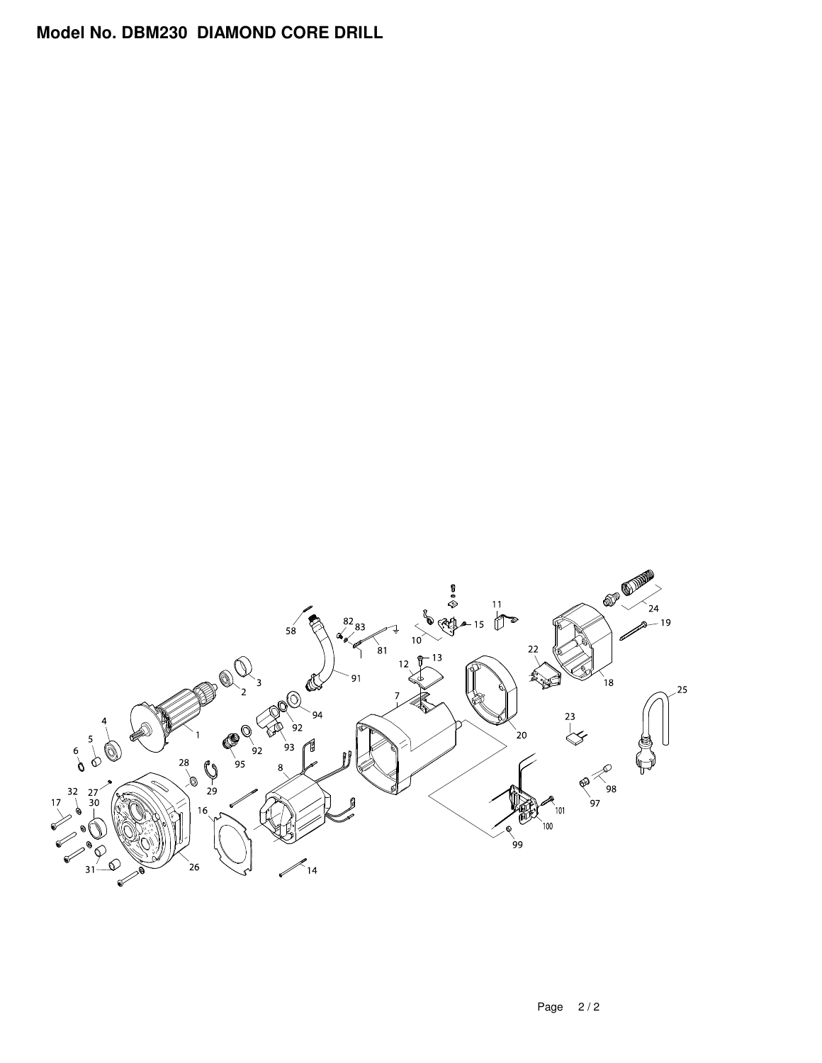# Model No. DBM230 DIAMOND CORE DRILL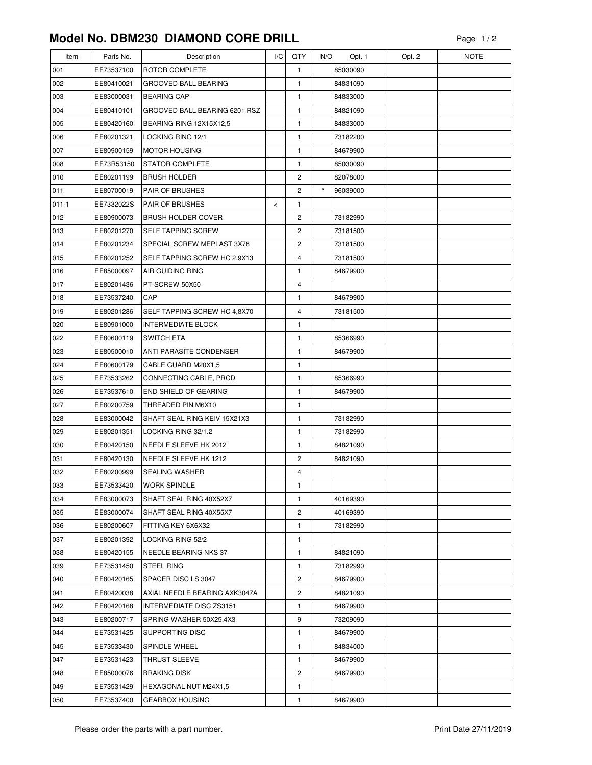# Model No. DBM230 DIAMOND CORE DRILL

| Item | Parts No. | Description | I/C | QTY | N/O | Opt. 1 | Opt. 2 | NOTE |
|---|---|---|---|---|---|---|---|---|
| 001 | EE73537100 | ROTOR COMPLETE | | 1 | | 85030090 | | |
| 002 | EE80410021 | GROOVED BALL BEARING | | 1 | | 84831090 | | |
| 003 | EE83000031 | BEARING CAP | | 1 | | 84833000 | | |
| 004 | EE80410101 | GROOVED BALL BEARING 6201 RSZ | | 1 | | 84821090 | | |
| 005 | EE80420160 | BEARING RING 12X15X12,5 | | 1 | | 84833000 | | |
| 006 | EE80201321 | LOCKING RING 12/1 | | 1 | | 73182200 | | |
| 007 | EE80900159 | MOTOR HOUSING | | 1 | | 84679900 | | |
| 008 | EE73R53150 | STATOR COMPLETE | | 1 | | 85030090 | | |
| 010 | EE80201199 | BRUSH HOLDER | | 2 | | 82078000 | | |
| 011 | EE80700019 | PAIR OF BRUSHES | | 2 | * | 96039000 | | |
| 011-1 | EE7332022S | PAIR OF BRUSHES | < | 1 | | | | |
| 012 | EE80900073 | BRUSH HOLDER COVER | | 2 | | 73182990 | | |
| 013 | EE80201270 | SELF TAPPING SCREW | | 2 | | 73181500 | | |
| 014 | EE80201234 | SPECIAL SCREW MEPLAST 3X78 | | 2 | | 73181500 | | |
| 015 | EE80201252 | SELF TAPPING SCREW HC 2,9X13 | | 4 | | 73181500 | | |
| 016 | EE85000097 | AIR GUIDING RING | | 1 | | 84679900 | | |
| 017 | EE80201436 | PT-SCREW 50X50 | | 4 | | | | |
| 018 | EE73537240 | CAP | | 1 | | 84679900 | | |
| 019 | EE80201286 | SELF TAPPING SCREW HC 4,8X70 | | 4 | | 73181500 | | |
| 020 | EE80901000 | INTERMEDIATE BLOCK | | 1 | | | | |
| 022 | EE80600119 | SWITCH ETA | | 1 | | 85366990 | | |
| 023 | EE80500010 | ANTI PARASITE CONDENSER | | 1 | | 84679900 | | |
| 024 | EE80600179 | CABLE GUARD M20X1,5 | | 1 | | | | |
| 025 | EE73533262 | CONNECTING CABLE, PRCD | | 1 | | 85366990 | | |
| 026 | EE73537610 | END SHIELD OF GEARING | | 1 | | 84679900 | | |
| 027 | EE80200759 | THREADED PIN M6X10 | | 1 | | | | |
| 028 | EE83000042 | SHAFT SEAL RING KEIV 15X21X3 | | 1 | | 73182990 | | |
| 029 | EE80201351 | LOCKING RING 32/1,2 | | 1 | | 73182990 | | |
| 030 | EE80420150 | NEEDLE SLEEVE HK 2012 | | 1 | | 84821090 | | |
| 031 | EE80420130 | NEEDLE SLEEVE HK 1212 | | 2 | | 84821090 | | |
| 032 | EE80200999 | SEALING WASHER | | 4 | | | | |
| 033 | EE73533420 | WORK SPINDLE | | 1 | | | | |
| 034 | EE83000073 | SHAFT SEAL RING 40X52X7 | | 1 | | 40169390 | | |
| 035 | EE83000074 | SHAFT SEAL RING 40X55X7 | | 2 | | 40169390 | | |
| 036 | EE80200607 | FITTING KEY 6X6X32 | | 1 | | 73182990 | | |
| 037 | EE80201392 | LOCKING RING 52/2 | | 1 | | | | |
| 038 | EE80420155 | NEEDLE BEARING NKS 37 | | 1 | | 84821090 | | |
| 039 | EE73531450 | STEEL RING | | 1 | | 73182990 | | |
| 040 | EE80420165 | SPACER DISC LS 3047 | | 2 | | 84679900 | | |
| 041 | EE80420038 | AXIAL NEEDLE BEARING AXK3047A | | 2 | | 84821090 | | |
| 042 | EE80420168 | INTERMEDIATE DISC ZS3151 | | 1 | | 84679900 | | |
| 043 | EE80200717 | SPRING WASHER 50X25,4X3 | | 9 | | 73209090 | | |
| 044 | EE73531425 | SUPPORTING DISC | | 1 | | 84679900 | | |
| 045 | EE73533430 | SPINDLE WHEEL | | 1 | | 84834000 | | |
| 047 | EE73531423 | THRUST SLEEVE | | 1 | | 84679900 | | |
| 048 | EE85000076 | BRAKING DISK | | 2 | | 84679900 | | |
| 049 | EE73531429 | HEXAGONAL NUT M24X1,5 | | 1 | | | | |
| 050 | EE73537400 | GEARBOX HOUSING | | 1 | | 84679900 | | |

Please order the parts with a part number.

Print Date 27/11/2019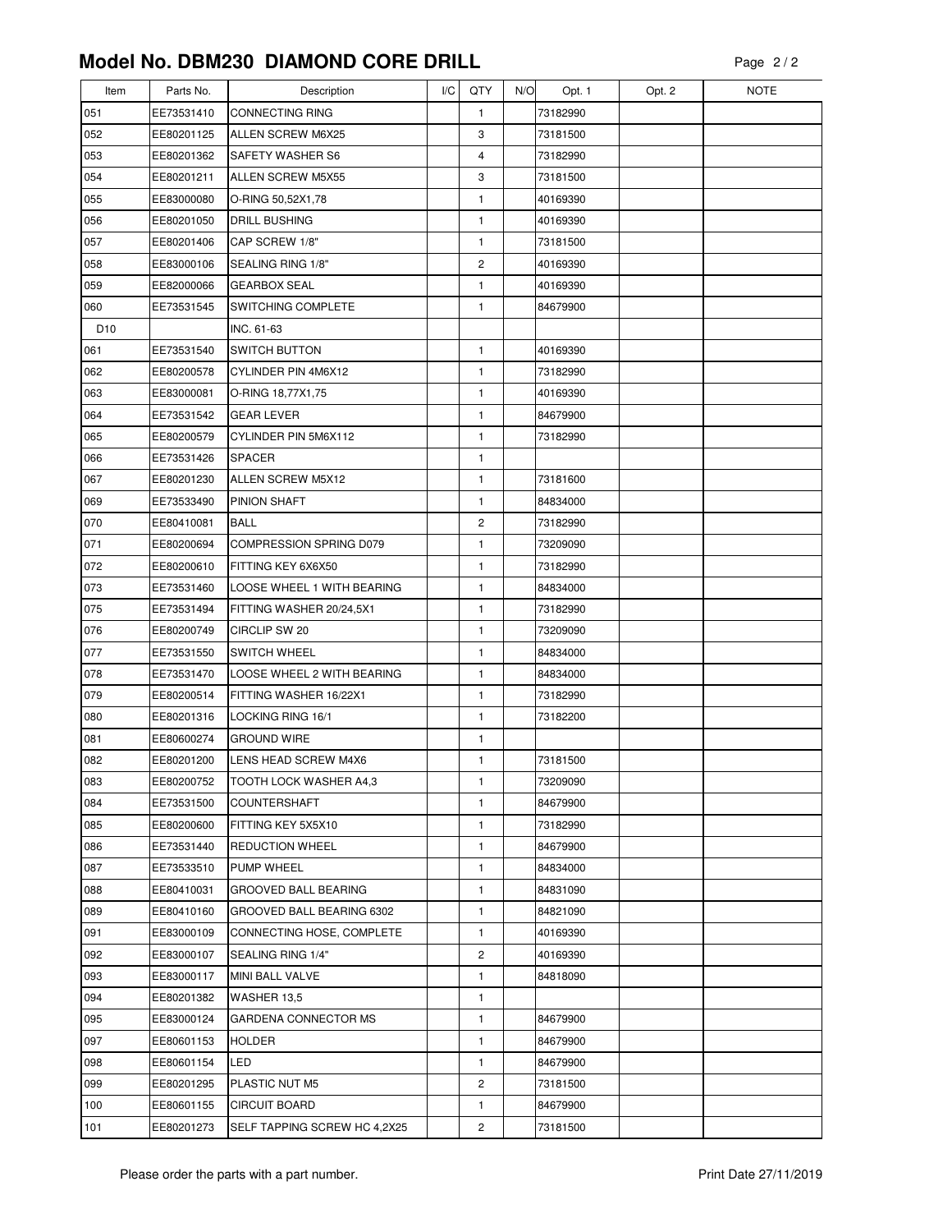# Model No. DBM230 DIAMOND CORE DRILL

| Item | Parts No. | Description | I/C | QTY | N/O | Opt. 1 | Opt. 2 | NOTE |
|---|---|---|---|---|---|---|---|---|
| 051 | EE73531410 | CONNECTING RING | | 1 | | 73182990 | | |
| 052 | EE80201125 | ALLEN SCREW M6X25 | | 3 | | 73181500 | | |
| 053 | EE80201362 | SAFETY WASHER S6 | | 4 | | 73182990 | | |
| 054 | EE80201211 | ALLEN SCREW M5X55 | | 3 | | 73181500 | | |
| 055 | EE83000080 | O-RING 50,52X1,78 | | 1 | | 40169390 | | |
| 056 | EE80201050 | DRILL BUSHING | | 1 | | 40169390 | | |
| 057 | EE80201406 | CAP SCREW 1/8" | | 1 | | 73181500 | | |
| 058 | EE83000106 | SEALING RING 1/8" | | 2 | | 40169390 | | |
| 059 | EE82000066 | GEARBOX SEAL | | 1 | | 40169390 | | |
| 060 | EE73531545 | SWITCHING COMPLETE | | 1 | | 84679900 | | |
| D10 | | INC. 61-63 | | | | | | |
| 061 | EE73531540 | SWITCH BUTTON | | 1 | | 40169390 | | |
| 062 | EE80200578 | CYLINDER PIN 4M6X12 | | 1 | | 73182990 | | |
| 063 | EE83000081 | O-RING 18,77X1,75 | | 1 | | 40169390 | | |
| 064 | EE73531542 | GEAR LEVER | | 1 | | 84679900 | | |
| 065 | EE80200579 | CYLINDER PIN 5M6X112 | | 1 | | 73182990 | | |
| 066 | EE73531426 | SPACER | | 1 | | | | |
| 067 | EE80201230 | ALLEN SCREW M5X12 | | 1 | | 73181600 | | |
| 069 | EE73533490 | PINION SHAFT | | 1 | | 84834000 | | |
| 070 | EE80410081 | BALL | | 2 | | 73182990 | | |
| 071 | EE80200694 | COMPRESSION SPRING D079 | | 1 | | 73209090 | | |
| 072 | EE80200610 | FITTING KEY 6X6X50 | | 1 | | 73182990 | | |
| 073 | EE73531460 | LOOSE WHEEL 1 WITH BEARING | | 1 | | 84834000 | | |
| 075 | EE73531494 | FITTING WASHER 20/24,5X1 | | 1 | | 73182990 | | |
| 076 | EE80200749 | CIRCLIP SW 20 | | 1 | | 73209090 | | |
| 077 | EE73531550 | SWITCH WHEEL | | 1 | | 84834000 | | |
| 078 | EE73531470 | LOOSE WHEEL 2 WITH BEARING | | 1 | | 84834000 | | |
| 079 | EE80200514 | FITTING WASHER 16/22X1 | | 1 | | 73182990 | | |
| 080 | EE80201316 | LOCKING RING 16/1 | | 1 | | 73182200 | | |
| 081 | EE80600274 | GROUND WIRE | | 1 | | | | |
| 082 | EE80201200 | LENS HEAD SCREW M4X6 | | 1 | | 73181500 | | |
| 083 | EE80200752 | TOOTH LOCK WASHER A4,3 | | 1 | | 73209090 | | |
| 084 | EE73531500 | COUNTERSHAFT | | 1 | | 84679900 | | |
| 085 | EE80200600 | FITTING KEY 5X5X10 | | 1 | | 73182990 | | |
| 086 | EE73531440 | REDUCTION WHEEL | | 1 | | 84679900 | | |
| 087 | EE73533510 | PUMP WHEEL | | 1 | | 84834000 | | |
| 088 | EE80410031 | GROOVED BALL BEARING | | 1 | | 84831090 | | |
| 089 | EE80410160 | GROOVED BALL BEARING 6302 | | 1 | | 84821090 | | |
| 091 | EE83000109 | CONNECTING HOSE, COMPLETE | | 1 | | 40169390 | | |
| 092 | EE83000107 | SEALING RING 1/4" | | 2 | | 40169390 | | |
| 093 | EE83000117 | MINI BALL VALVE | | 1 | | 84818090 | | |
| 094 | EE80201382 | WASHER 13,5 | | 1 | | | | |
| 095 | EE83000124 | GARDENA CONNECTOR MS | | 1 | | 84679900 | | |
| 097 | EE80601153 | HOLDER | | 1 | | 84679900 | | |
| 098 | EE80601154 | LED | | 1 | | 84679900 | | |
| 099 | EE80201295 | PLASTIC NUT M5 | | 2 | | 73181500 | | |
| 100 | EE80601155 | CIRCUIT BOARD | | 1 | | 84679900 | | |
| 101 | EE80201273 | SELF TAPPING SCREW HC 4,2X25 | | 2 | | 73181500 | | |

Please order the parts with a part number.

Print Date 27/11/2019